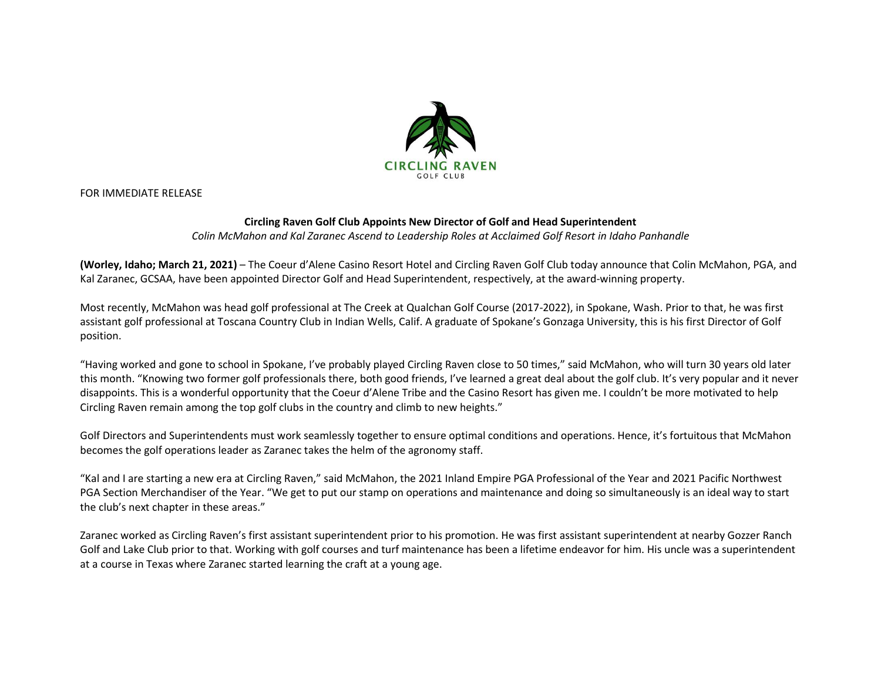CIRCLING RAVEN
GOLF CLUB

FOR IMMEDIATE RELEASE

**Circling Raven Golf Club Appoints New Director of Golf and Head Superintendent**

*Colin McMahon and Kal Zaranec Ascend to Leadership Roles at Acclaimed Golf Resort in Idaho Panhandle*

**(Worley, Idaho; March 21, 2021)** – The Coeur d'Alene Casino Resort Hotel and Circling Raven Golf Club today announce that Colin McMahon, PGA, and Kal Zaranec, GCSAA, have been appointed Director Golf and Head Superintendent, respectively, at the award-winning property.

Most recently, McMahon was head golf professional at The Creek at Qualchan Golf Course (2017-2022), in Spokane, Wash. Prior to that, he was first assistant golf professional at Toscana Country Club in Indian Wells, Calif. A graduate of Spokane's Gonzaga University, this is his first Director of Golf position.

"Having worked and gone to school in Spokane, I've probably played Circling Raven close to 50 times," said McMahon, who will turn 30 years old later this month. "Knowing two former golf professionals there, both good friends, I've learned a great deal about the golf club. It's very popular and it never disappoints. This is a wonderful opportunity that the Coeur d'Alene Tribe and the Casino Resort has given me. I couldn't be more motivated to help Circling Raven remain among the top golf clubs in the country and climb to new heights."

Golf Directors and Superintendents must work seamlessly together to ensure optimal conditions and operations. Hence, it's fortuitous that McMahon becomes the golf operations leader as Zaranec takes the helm of the agronomy staff.

"Kal and I are starting a new era at Circling Raven," said McMahon, the 2021 Inland Empire PGA Professional of the Year and 2021 Pacific Northwest PGA Section Merchandiser of the Year. "We get to put our stamp on operations and maintenance and doing so simultaneously is an ideal way to start the club's next chapter in these areas."

Zaranec worked as Circling Raven's first assistant superintendent prior to his promotion. He was first assistant superintendent at nearby Gozzer Ranch Golf and Lake Club prior to that. Working with golf courses and turf maintenance has been a lifetime endeavor for him. His uncle was a superintendent at a course in Texas where Zaranec started learning the craft at a young age.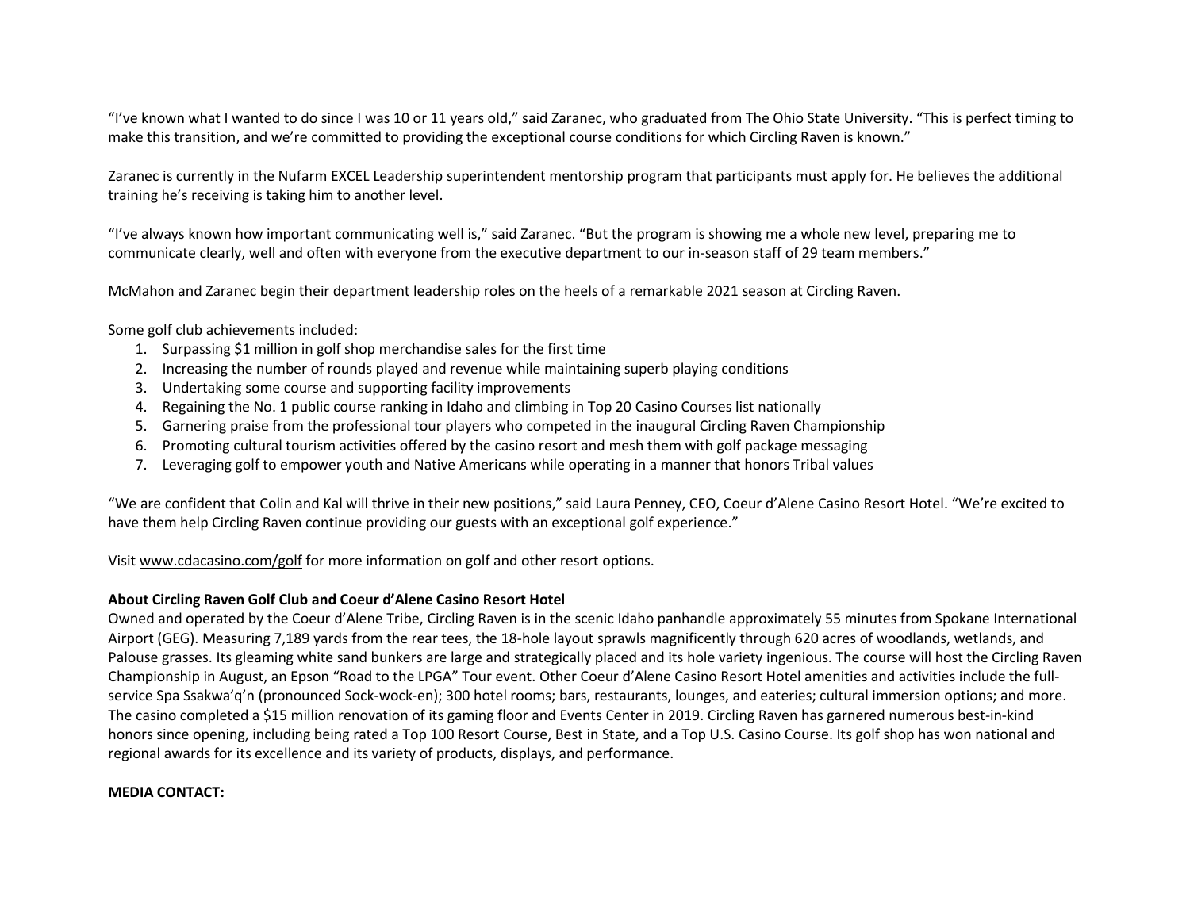"I've known what I wanted to do since I was 10 or 11 years old," said Zaranec, who graduated from The Ohio State University. "This is perfect timing to make this transition, and we're committed to providing the exceptional course conditions for which Circling Raven is known."

Zaranec is currently in the Nufarm EXCEL Leadership superintendent mentorship program that participants must apply for. He believes the additional training he's receiving is taking him to another level.

"I've always known how important communicating well is," said Zaranec. "But the program is showing me a whole new level, preparing me to communicate clearly, well and often with everyone from the executive department to our in-season staff of 29 team members."

McMahon and Zaranec begin their department leadership roles on the heels of a remarkable 2021 season at Circling Raven.

Some golf club achievements included:

1. Surpassing $1 million in golf shop merchandise sales for the first time
2. Increasing the number of rounds played and revenue while maintaining superb playing conditions
3. Undertaking some course and supporting facility improvements
4. Regaining the No. 1 public course ranking in Idaho and climbing in Top 20 Casino Courses list nationally
5. Garnering praise from the professional tour players who competed in the inaugural Circling Raven Championship
6. Promoting cultural tourism activities offered by the casino resort and mesh them with golf package messaging
7. Leveraging golf to empower youth and Native Americans while operating in a manner that honors Tribal values

"We are confident that Colin and Kal will thrive in their new positions," said Laura Penney, CEO, Coeur d'Alene Casino Resort Hotel. "We're excited to have them help Circling Raven continue providing our guests with an exceptional golf experience."

Visit www.cdacasino.com/golf for more information on golf and other resort options.

**About Circling Raven Golf Club and Coeur d'Alene Casino Resort Hotel**

Owned and operated by the Coeur d'Alene Tribe, Circling Raven is in the scenic Idaho panhandle approximately 55 minutes from Spokane International Airport (GEG). Measuring 7,189 yards from the rear tees, the 18-hole layout sprawls magnificently through 620 acres of woodlands, wetlands, and Palouse grasses. Its gleaming white sand bunkers are large and strategically placed and its hole variety ingenious. The course will host the Circling Raven Championship in August, an Epson "Road to the LPGA" Tour event. Other Coeur d'Alene Casino Resort Hotel amenities and activities include the full-service Spa Ssakwa'q'n (pronounced Sock-wock-en); 300 hotel rooms; bars, restaurants, lounges, and eateries; cultural immersion options; and more. The casino completed a $15 million renovation of its gaming floor and Events Center in 2019. Circling Raven has garnered numerous best-in-kind honors since opening, including being rated a Top 100 Resort Course, Best in State, and a Top U.S. Casino Course. Its golf shop has won national and regional awards for its excellence and its variety of products, displays, and performance.

**MEDIA CONTACT:**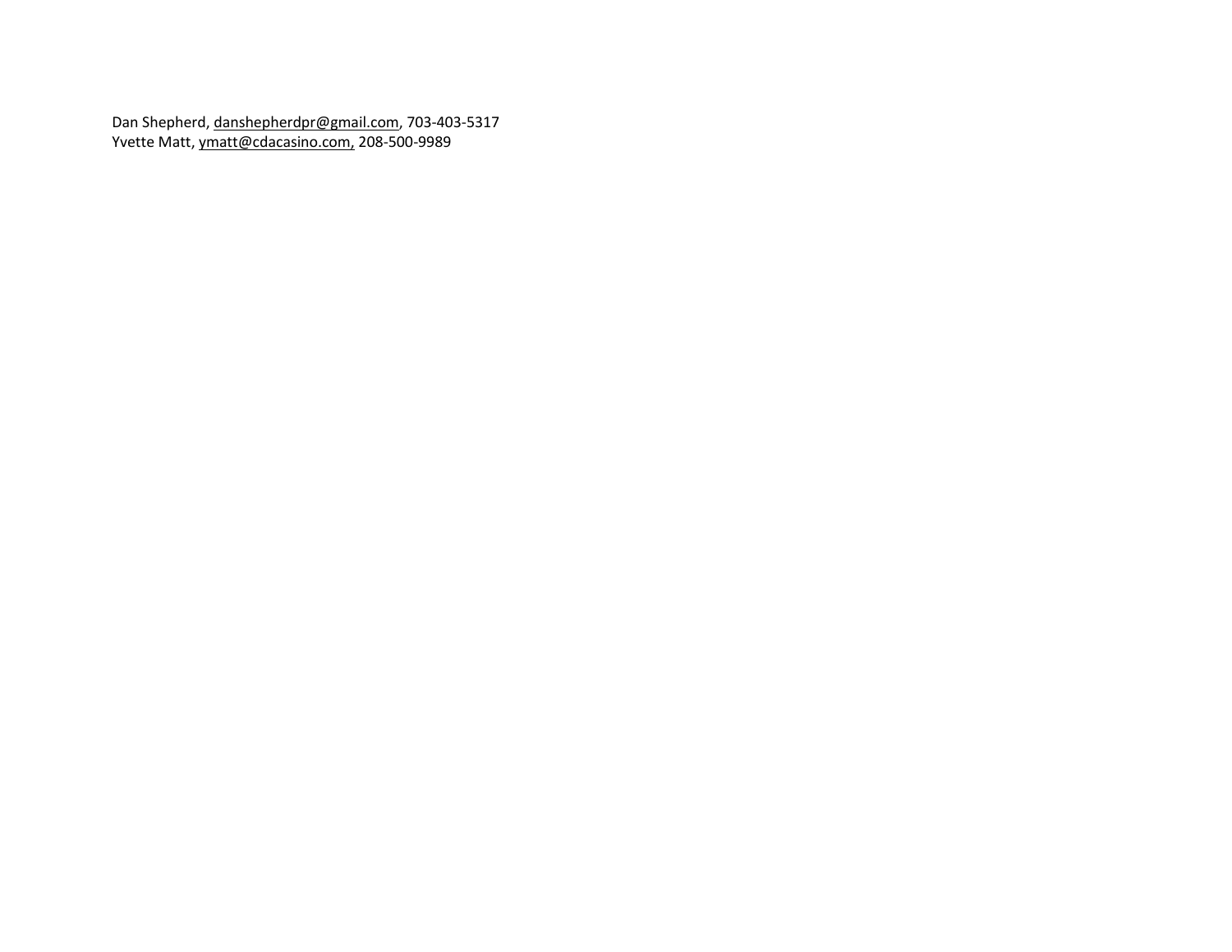Dan Shepherd, danshepherdpr@gmail.com, 703-403-5317
Yvette Matt, ymatt@cdacasino.com, 208-500-9989